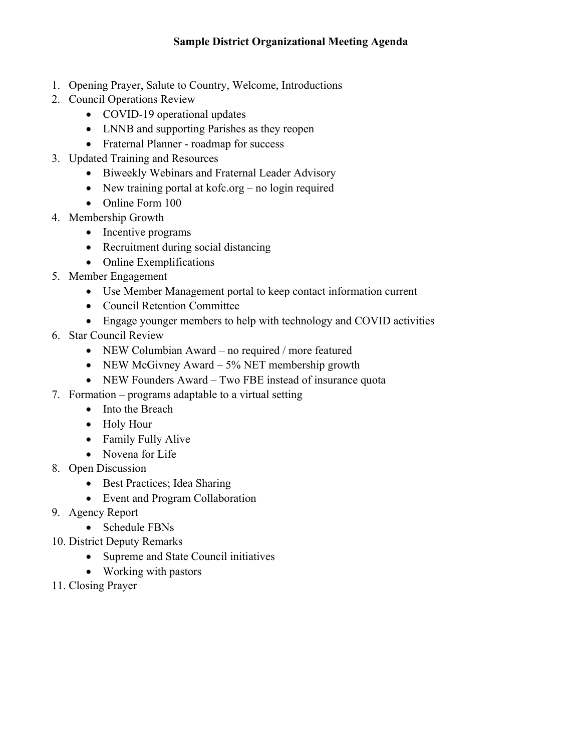# Sample District Organizational Meeting Agenda

1. Opening Prayer, Salute to Country, Welcome, Introductions
2. Council Operations Review
   - COVID-19 operational updates
   - LNNB and supporting Parishes as they reopen
   - Fraternal Planner - roadmap for success
3. Updated Training and Resources
   - Biweekly Webinars and Fraternal Leader Advisory
   - New training portal at kofc.org – no login required
   - Online Form 100
4. Membership Growth
   - Incentive programs
   - Recruitment during social distancing
   - Online Exemplifications
5. Member Engagement
   - Use Member Management portal to keep contact information current
   - Council Retention Committee
   - Engage younger members to help with technology and COVID activities
6. Star Council Review
   - NEW Columbian Award – no required / more featured
   - NEW McGivney Award – 5% NET membership growth
   - NEW Founders Award – Two FBE instead of insurance quota
7. Formation – programs adaptable to a virtual setting
   - Into the Breach
   - Holy Hour
   - Family Fully Alive
   - Novena for Life
8. Open Discussion
   - Best Practices; Idea Sharing
   - Event and Program Collaboration
9. Agency Report
   - Schedule FBNs
10. District Deputy Remarks
    - Supreme and State Council initiatives
    - Working with pastors
11. Closing Prayer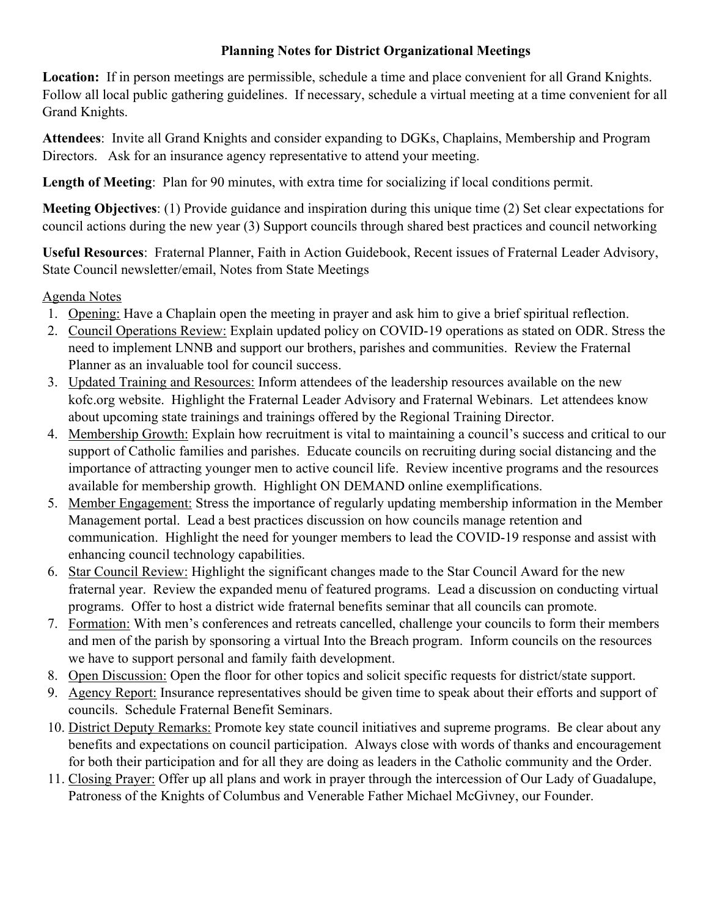## Planning Notes for District Organizational Meetings

**Location:** If in person meetings are permissible, schedule a time and place convenient for all Grand Knights. Follow all local public gathering guidelines. If necessary, schedule a virtual meeting at a time convenient for all Grand Knights.

**Attendees**: Invite all Grand Knights and consider expanding to DGKs, Chaplains, Membership and Program Directors. Ask for an insurance agency representative to attend your meeting.

**Length of Meeting**: Plan for 90 minutes, with extra time for socializing if local conditions permit.

**Meeting Objectives**: (1) Provide guidance and inspiration during this unique time (2) Set clear expectations for council actions during the new year (3) Support councils through shared best practices and council networking

**Useful Resources**: Fraternal Planner, Faith in Action Guidebook, Recent issues of Fraternal Leader Advisory, State Council newsletter/email, Notes from State Meetings

<u>Agenda Notes</u>

1. <u>Opening:</u> Have a Chaplain open the meeting in prayer and ask him to give a brief spiritual reflection.
2. <u>Council Operations Review:</u> Explain updated policy on COVID-19 operations as stated on ODR. Stress the need to implement LNNB and support our brothers, parishes and communities. Review the Fraternal Planner as an invaluable tool for council success.
3. <u>Updated Training and Resources:</u> Inform attendees of the leadership resources available on the new kofc.org website. Highlight the Fraternal Leader Advisory and Fraternal Webinars. Let attendees know about upcoming state trainings and trainings offered by the Regional Training Director.
4. <u>Membership Growth:</u> Explain how recruitment is vital to maintaining a council's success and critical to our support of Catholic families and parishes. Educate councils on recruiting during social distancing and the importance of attracting younger men to active council life. Review incentive programs and the resources available for membership growth. Highlight ON DEMAND online exemplifications.
5. <u>Member Engagement:</u> Stress the importance of regularly updating membership information in the Member Management portal. Lead a best practices discussion on how councils manage retention and communication. Highlight the need for younger members to lead the COVID-19 response and assist with enhancing council technology capabilities.
6. <u>Star Council Review:</u> Highlight the significant changes made to the Star Council Award for the new fraternal year. Review the expanded menu of featured programs. Lead a discussion on conducting virtual programs. Offer to host a district wide fraternal benefits seminar that all councils can promote.
7. <u>Formation:</u> With men's conferences and retreats cancelled, challenge your councils to form their members and men of the parish by sponsoring a virtual Into the Breach program. Inform councils on the resources we have to support personal and family faith development.
8. <u>Open Discussion:</u> Open the floor for other topics and solicit specific requests for district/state support.
9. <u>Agency Report:</u> Insurance representatives should be given time to speak about their efforts and support of councils. Schedule Fraternal Benefit Seminars.
10. <u>District Deputy Remarks:</u> Promote key state council initiatives and supreme programs. Be clear about any benefits and expectations on council participation. Always close with words of thanks and encouragement for both their participation and for all they are doing as leaders in the Catholic community and the Order.
11. <u>Closing Prayer:</u> Offer up all plans and work in prayer through the intercession of Our Lady of Guadalupe, Patroness of the Knights of Columbus and Venerable Father Michael McGivney, our Founder.